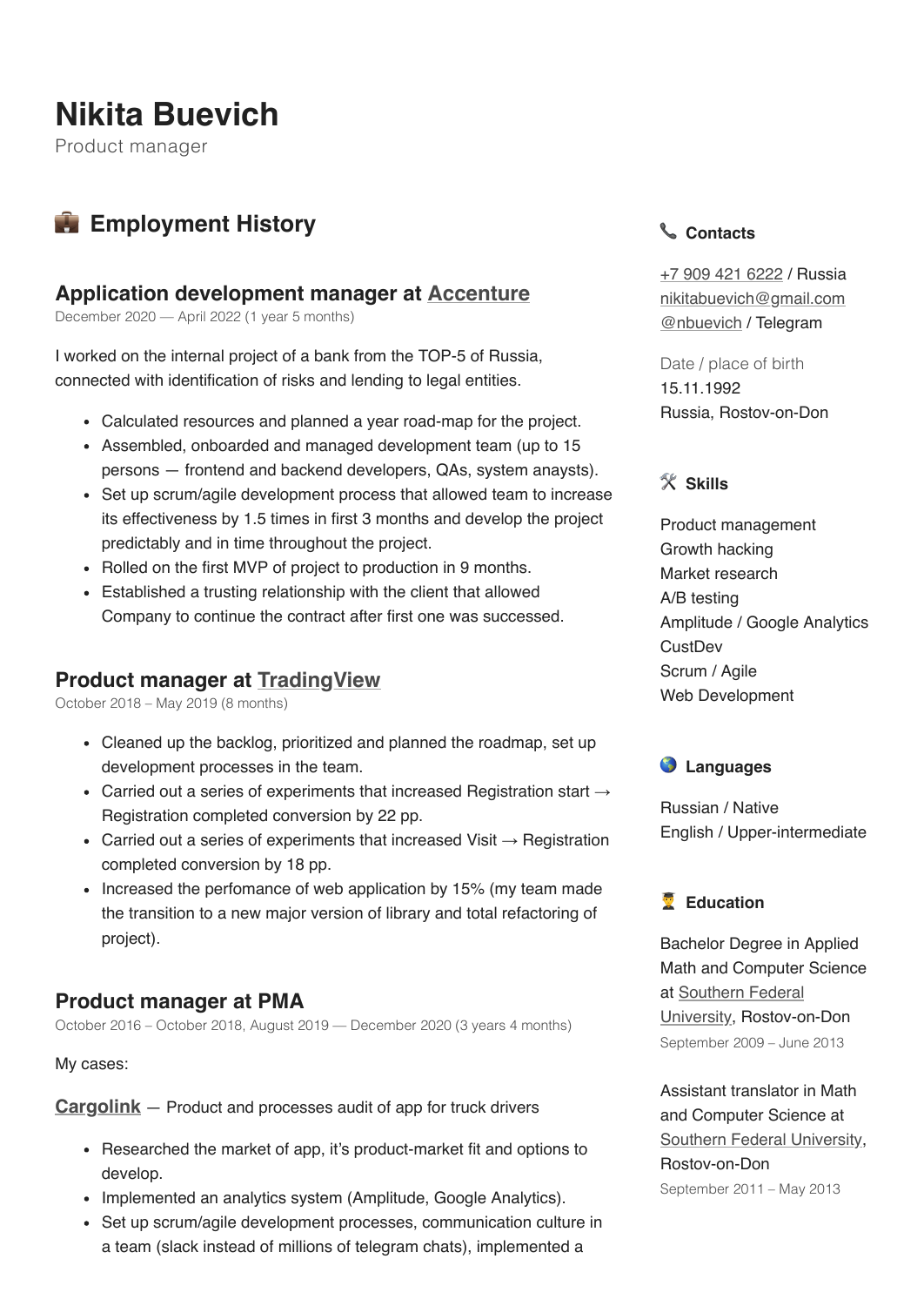# Nikita Buevich

Product manager

## 💼 Employment History

### Application development manager at [Accenture]

December 2020 — April 2022 (1 year 5 months)

I worked on the internal project of a bank from the TOP-5 of Russia, connected with identification of risks and lending to legal entities.

- Calculated resources and planned a year road-map for the project.
- Assembled, onboarded and managed development team (up to 15 persons — frontend and backend developers, QAs, system anaysts).
- Set up scrum/agile development process that allowed team to increase its effectiveness by 1.5 times in first 3 months and develop the project predictably and in time throughout the project.
- Rolled on the first MVP of project to production in 9 months.
- Established a trusting relationship with the client that allowed Company to continue the contract after first one was successed.

### Product manager at [TradingView]

October 2018 – May 2019 (8 months)

- Cleaned up the backlog, prioritized and planned the roadmap, set up development processes in the team.
- Carried out a series of experiments that increased Registration start → Registration completed conversion by 22 pp.
- Carried out a series of experiments that increased Visit → Registration completed conversion by 18 pp.
- Increased the perfomance of web application by 15% (my team made the transition to a new major version of library and total refactoring of project).

### Product manager at PMA

October 2016 – October 2018, August 2019 — December 2020 (3 years 4 months)

My cases:

**Cargolink** — Product and processes audit of app for truck drivers

- Researched the market of app, it's product-market fit and options to develop.
- Implemented an analytics system (Amplitude, Google Analytics).
- Set up scrum/agile development processes, communication culture in a team (slack instead of millions of telegram chats), implemented a

#### 📞 Contacts

+7 909 421 6222 / Russia
nikitabuevich@gmail.com
@nbuevich / Telegram

Date / place of birth
15.11.1992
Russia, Rostov-on-Don

#### 🛠 Skills

Product management
Growth hacking
Market research
A/B testing
Amplitude / Google Analytics
CustDev
Scrum / Agile
Web Development

#### 🌎 Languages

Russian / Native
English / Upper-intermediate

#### 🎓 Education

Bachelor Degree in Applied Math and Computer Science at Southern Federal University, Rostov-on-Don
September 2009 – June 2013

Assistant translator in Math and Computer Science at Southern Federal University, Rostov-on-Don
September 2011 – May 2013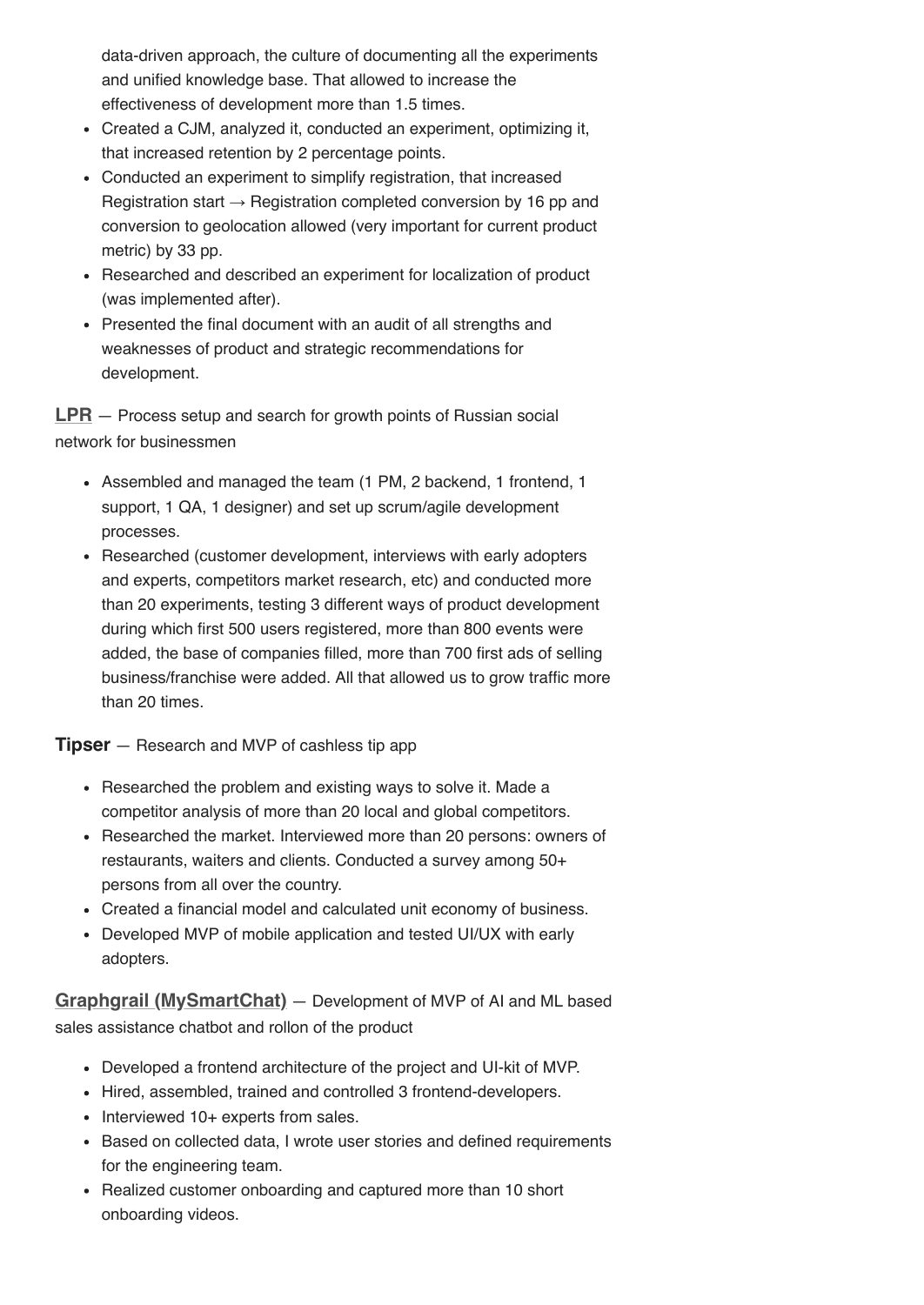data-driven approach, the culture of documenting all the experiments and unified knowledge base. That allowed to increase the effectiveness of development more than 1.5 times.

- Created a CJM, analyzed it, conducted an experiment, optimizing it, that increased retention by 2 percentage points.
- Conducted an experiment to simplify registration, that increased Registration start → Registration completed conversion by 16 pp and conversion to geolocation allowed (very important for current product metric) by 33 pp.
- Researched and described an experiment for localization of product (was implemented after).
- Presented the final document with an audit of all strengths and weaknesses of product and strategic recommendations for development.

**LPR** — Process setup and search for growth points of Russian social network for businessmen

- Assembled and managed the team (1 PM, 2 backend, 1 frontend, 1 support, 1 QA, 1 designer) and set up scrum/agile development processes.
- Researched (customer development, interviews with early adopters and experts, competitors market research, etc) and conducted more than 20 experiments, testing 3 different ways of product development during which first 500 users registered, more than 800 events were added, the base of companies filled, more than 700 first ads of selling business/franchise were added. All that allowed us to grow traffic more than 20 times.

**Tipser** — Research and MVP of cashless tip app

- Researched the problem and existing ways to solve it. Made a competitor analysis of more than 20 local and global competitors.
- Researched the market. Interviewed more than 20 persons: owners of restaurants, waiters and clients. Conducted a survey among 50+ persons from all over the country.
- Created a financial model and calculated unit economy of business.
- Developed MVP of mobile application and tested UI/UX with early adopters.

**Graphgrail (MySmartChat)** — Development of MVP of AI and ML based sales assistance chatbot and rollon of the product

- Developed a frontend architecture of the project and UI-kit of MVP.
- Hired, assembled, trained and controlled 3 frontend-developers.
- Interviewed 10+ experts from sales.
- Based on collected data, I wrote user stories and defined requirements for the engineering team.
- Realized customer onboarding and captured more than 10 short onboarding videos.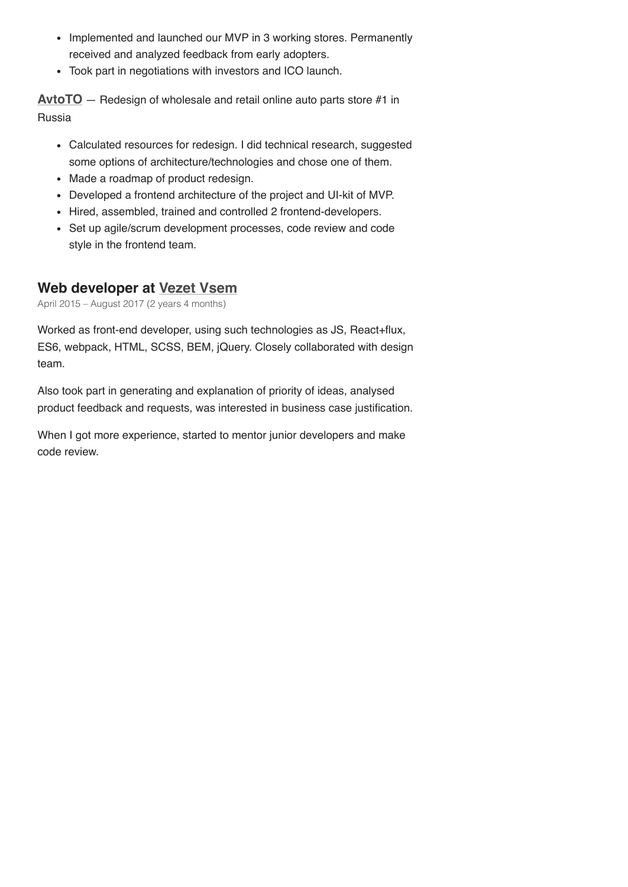- Implemented and launched our MVP in 3 working stores. Permanently received and analyzed feedback from early adopters.
- Took part in negotiations with investors and ICO launch.

**AvtoTO** — Redesign of wholesale and retail online auto parts store #1 in Russia

- Calculated resources for redesign. I did technical research, suggested some options of architecture/technologies and chose one of them.
- Made a roadmap of product redesign.
- Developed a frontend architecture of the project and UI-kit of MVP.
- Hired, assembled, trained and controlled 2 frontend-developers.
- Set up agile/scrum development processes, code review and code style in the frontend team.

### Web developer at Vezet Vsem

April 2015 – August 2017 (2 years 4 months)

Worked as front-end developer, using such technologies as JS, React+flux, ES6, webpack, HTML, SCSS, BEM, jQuery. Closely collaborated with design team.

Also took part in generating and explanation of priority of ideas, analysed product feedback and requests, was interested in business case justification.

When I got more experience, started to mentor junior developers and make code review.